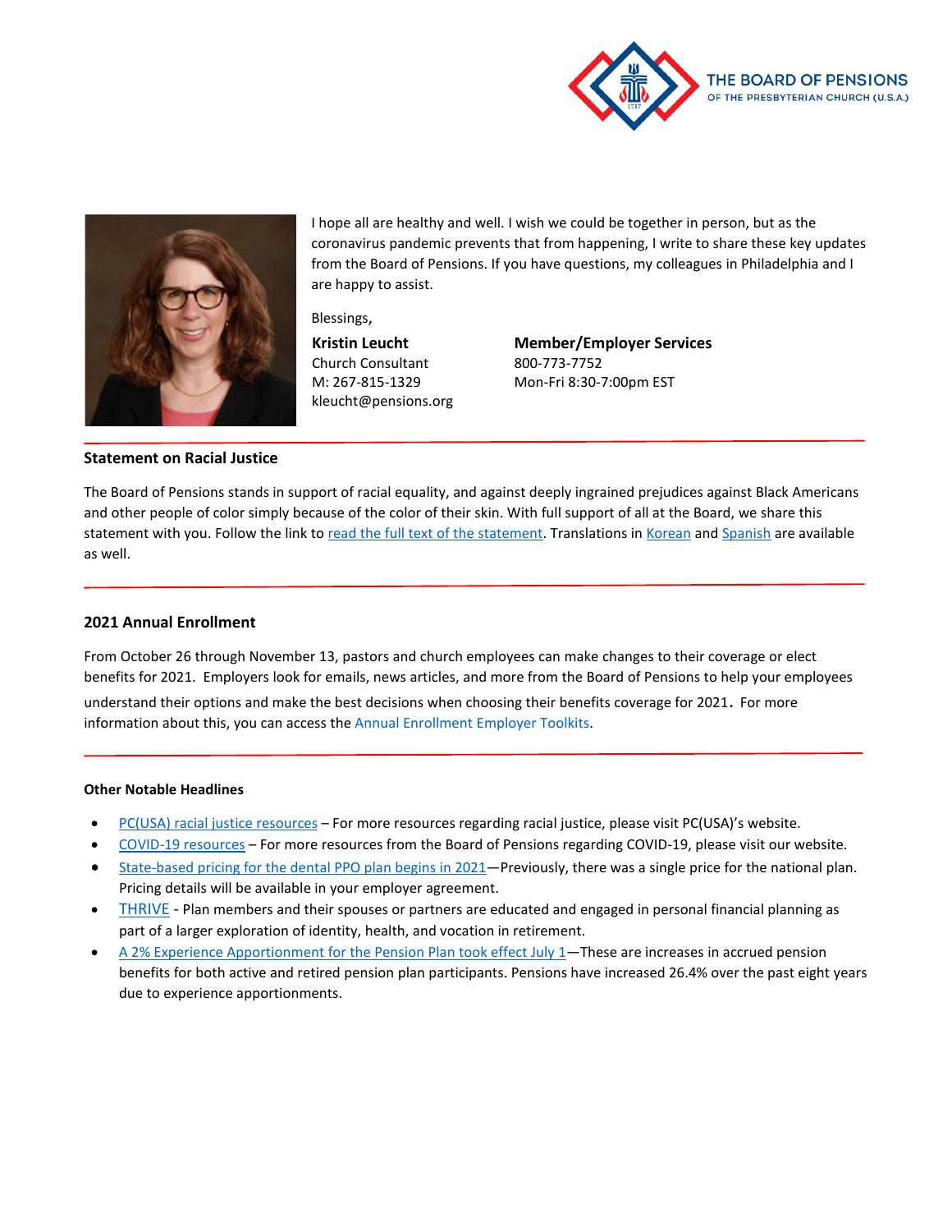THE BOARD OF PENSIONS
OF THE PRESBYTERIAN CHURCH (U.S.A.)

I hope all are healthy and well. I wish we could be together in person, but as the coronavirus pandemic prevents that from happening, I write to share these key updates from the Board of Pensions. If you have questions, my colleagues in Philadelphia and I are happy to assist.

Blessings,

**Kristin Leucht**
Church Consultant
M: 267-815-1329
kleucht@pensions.org

**Member/Employer Services**
800-773-7752
Mon-Fri 8:30-7:00pm EST

### Statement on Racial Justice

The Board of Pensions stands in support of racial equality, and against deeply ingrained prejudices against Black Americans and other people of color simply because of the color of their skin. With full support of all at the Board, we share this statement with you. Follow the link to read the full text of the statement. Translations in Korean and Spanish are available as well.

### 2021 Annual Enrollment

From October 26 through November 13, pastors and church employees can make changes to their coverage or elect benefits for 2021. Employers look for emails, news articles, and more from the Board of Pensions to help your employees understand their options and make the best decisions when choosing their benefits coverage for 2021. For more information about this, you can access the Annual Enrollment Employer Toolkits.

### Other Notable Headlines

- PC(USA) racial justice resources – For more resources regarding racial justice, please visit PC(USA)'s website.
- COVID-19 resources – For more resources from the Board of Pensions regarding COVID-19, please visit our website.
- State-based pricing for the dental PPO plan begins in 2021—Previously, there was a single price for the national plan. Pricing details will be available in your employer agreement.
- THRIVE - Plan members and their spouses or partners are educated and engaged in personal financial planning as part of a larger exploration of identity, health, and vocation in retirement.
- A 2% Experience Apportionment for the Pension Plan took effect July 1—These are increases in accrued pension benefits for both active and retired pension plan participants. Pensions have increased 26.4% over the past eight years due to experience apportionments.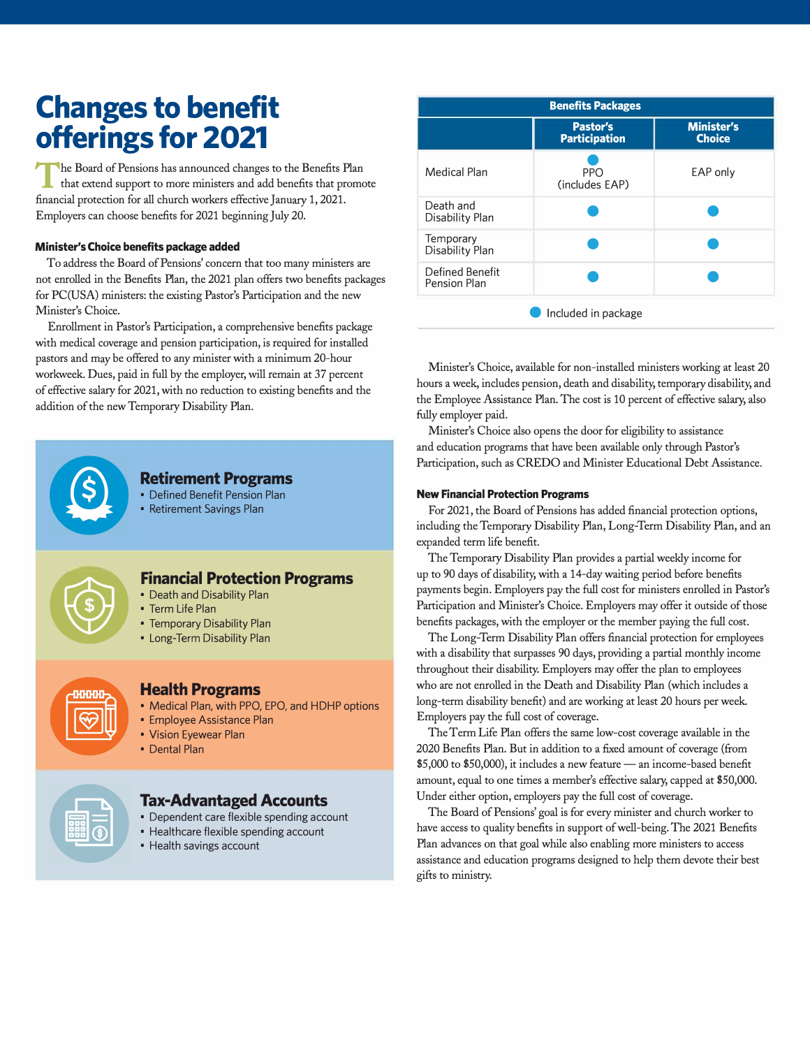# Changes to benefit offerings for 2021

The Board of Pensions has announced changes to the Benefits Plan that extend support to more ministers and add benefits that promote financial protection for all church workers effective January 1, 2021. Employers can choose benefits for 2021 beginning July 20.

### Minister's Choice benefits package added

To address the Board of Pensions' concern that too many ministers are not enrolled in the Benefits Plan, the 2021 plan offers two benefits packages for PC(USA) ministers: the existing Pastor's Participation and the new Minister's Choice.

Enrollment in Pastor's Participation, a comprehensive benefits package with medical coverage and pension participation, is required for installed pastors and may be offered to any minister with a minimum 20-hour workweek. Dues, paid in full by the employer, will remain at 37 percent of effective salary for 2021, with no reduction to existing benefits and the addition of the new Temporary Disability Plan.

**Retirement Programs**
- Defined Benefit Pension Plan
- Retirement Savings Plan

**Financial Protection Programs**
- Death and Disability Plan
- Term Life Plan
- Temporary Disability Plan
- Long-Term Disability Plan

**Health Programs**
- Medical Plan, with PPO, EPO, and HDHP options
- Employee Assistance Plan
- Vision Eyewear Plan
- Dental Plan

**Tax-Advantaged Accounts**
- Dependent care flexible spending account
- Healthcare flexible spending account
- Health savings account

**Benefits Packages**

| | Pastor's Participation | Minister's Choice |
|---|---|---|
| Medical Plan | ● PPO (includes EAP) | EAP only |
| Death and Disability Plan | ● | ● |
| Temporary Disability Plan | ● | ● |
| Defined Benefit Pension Plan | ● | ● |

● Included in package

Minister's Choice, available for non-installed ministers working at least 20 hours a week, includes pension, death and disability, temporary disability, and the Employee Assistance Plan. The cost is 10 percent of effective salary, also fully employer paid.

Minister's Choice also opens the door for eligibility to assistance and education programs that have been available only through Pastor's Participation, such as CREDO and Minister Educational Debt Assistance.

### New Financial Protection Programs

For 2021, the Board of Pensions has added financial protection options, including the Temporary Disability Plan, Long-Term Disability Plan, and an expanded term life benefit.

The Temporary Disability Plan provides a partial weekly income for up to 90 days of disability, with a 14-day waiting period before benefits payments begin. Employers pay the full cost for ministers enrolled in Pastor's Participation and Minister's Choice. Employers may offer it outside of those benefits packages, with the employer or the member paying the full cost.

The Long-Term Disability Plan offers financial protection for employees with a disability that surpasses 90 days, providing a partial monthly income throughout their disability. Employers may offer the plan to employees who are not enrolled in the Death and Disability Plan (which includes a long-term disability benefit) and are working at least 20 hours per week. Employers pay the full cost of coverage.

The Term Life Plan offers the same low-cost coverage available in the 2020 Benefits Plan. But in addition to a fixed amount of coverage (from $5,000 to $50,000), it includes a new feature — an income-based benefit amount, equal to one times a member's effective salary, capped at $50,000. Under either option, employers pay the full cost of coverage.

The Board of Pensions' goal is for every minister and church worker to have access to quality benefits in support of well-being. The 2021 Benefits Plan advances on that goal while also enabling more ministers to access assistance and education programs designed to help them devote their best gifts to ministry.